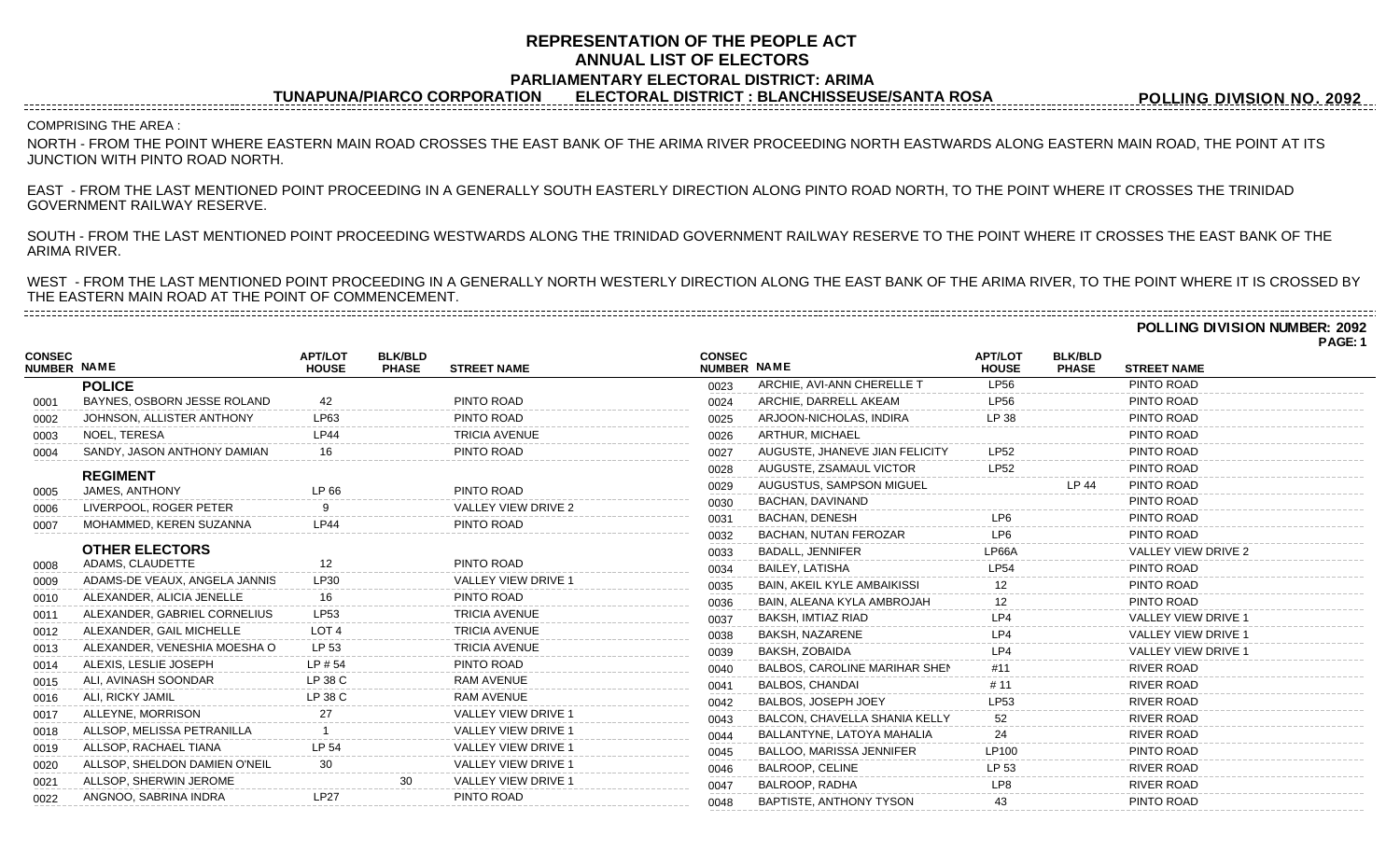# REPRESENTATION OF THE PEOPLE ACT
## ANNUAL LIST OF ELECTORS
### PARLIAMENTARY ELECTORAL DISTRICT: ARIMA

**TUNAPUNA/PIARCO CORPORATION** **ELECTORAL DISTRICT : BLANCHISSEUSE/SANTA ROSA** **POLLING DIVISION NO. 2092**

COMPRISING THE AREA :

NORTH - FROM THE POINT WHERE EASTERN MAIN ROAD CROSSES THE EAST BANK OF THE ARIMA RIVER PROCEEDING NORTH EASTWARDS ALONG EASTERN MAIN ROAD, THE POINT AT ITS JUNCTION WITH PINTO ROAD NORTH.

EAST - FROM THE LAST MENTIONED POINT PROCEEDING IN A GENERALLY SOUTH EASTERLY DIRECTION ALONG PINTO ROAD NORTH, TO THE POINT WHERE IT CROSSES THE TRINIDAD GOVERNMENT RAILWAY RESERVE.

SOUTH - FROM THE LAST MENTIONED POINT PROCEEDING WESTWARDS ALONG THE TRINIDAD GOVERNMENT RAILWAY RESERVE TO THE POINT WHERE IT CROSSES THE EAST BANK OF THE ARIMA RIVER.

WEST - FROM THE LAST MENTIONED POINT PROCEEDING IN A GENERALLY NORTH WESTERLY DIRECTION ALONG THE EAST BANK OF THE ARIMA RIVER, TO THE POINT WHERE IT IS CROSSED BY THE EASTERN MAIN ROAD AT THE POINT OF COMMENCEMENT.

**POLLING DIVISION NUMBER: 2092**

| CONSEC NUMBER | NAME | APT/LOT HOUSE | BLK/BLD PHASE | STREET NAME |
|---|---|---|---|---|
| | **POLICE** | | | |
| 0001 | BAYNES, OSBORN JESSE ROLAND | 42 | | PINTO ROAD |
| 0002 | JOHNSON, ALLISTER ANTHONY | LP63 | | PINTO ROAD |
| 0003 | NOEL, TERESA | LP44 | | TRICIA AVENUE |
| 0004 | SANDY, JASON ANTHONY DAMIAN | 16 | | PINTO ROAD |
| | **REGIMENT** | | | |
| 0005 | JAMES, ANTHONY | LP 66 | | PINTO ROAD |
| 0006 | LIVERPOOL, ROGER PETER | 9 | | VALLEY VIEW DRIVE 2 |
| 0007 | MOHAMMED, KEREN SUZANNA | LP44 | | PINTO ROAD |
| | **OTHER ELECTORS** | | | |
| 0008 | ADAMS, CLAUDETTE | 12 | | PINTO ROAD |
| 0009 | ADAMS-DE VEAUX, ANGELA JANNIS | LP30 | | VALLEY VIEW DRIVE 1 |
| 0010 | ALEXANDER, ALICIA JENELLE | 16 | | PINTO ROAD |
| 0011 | ALEXANDER, GABRIEL CORNELIUS | LP53 | | TRICIA AVENUE |
| 0012 | ALEXANDER, GAIL MICHELLE | LOT 4 | | TRICIA AVENUE |
| 0013 | ALEXANDER, VENESHIA MOESHA O | LP 53 | | TRICIA AVENUE |
| 0014 | ALEXIS, LESLIE JOSEPH | LP # 54 | | PINTO ROAD |
| 0015 | ALI, AVINASH SOONDAR | LP 38 C | | RAM AVENUE |
| 0016 | ALI, RICKY JAMIL | LP 38 C | | RAM AVENUE |
| 0017 | ALLEYNE, MORRISON | 27 | | VALLEY VIEW DRIVE 1 |
| 0018 | ALLSOP, MELISSA PETRANILLA | 1 | | VALLEY VIEW DRIVE 1 |
| 0019 | ALLSOP, RACHAEL TIANA | LP 54 | | VALLEY VIEW DRIVE 1 |
| 0020 | ALLSOP, SHELDON DAMIEN O'NEIL | 30 | | VALLEY VIEW DRIVE 1 |
| 0021 | ALLSOP, SHERWIN JEROME | | 30 | VALLEY VIEW DRIVE 1 |
| 0022 | ANGNOO, SABRINA INDRA | LP27 | | PINTO ROAD |
| 0023 | ARCHIE, AVI-ANN CHERELLE T | LP56 | | PINTO ROAD |
| 0024 | ARCHIE, DARRELL AKEAM | LP56 | | PINTO ROAD |
| 0025 | ARJOON-NICHOLAS, INDIRA | LP 38 | | PINTO ROAD |
| 0026 | ARTHUR, MICHAEL | | | PINTO ROAD |
| 0027 | AUGUSTE, JHANEVE JIAN FELICITY | LP52 | | PINTO ROAD |
| 0028 | AUGUSTE, ZSAMAUL VICTOR | LP52 | | PINTO ROAD |
| 0029 | AUGUSTUS, SAMPSON MIGUEL | | LP 44 | PINTO ROAD |
| 0030 | BACHAN, DAVINAND | | | PINTO ROAD |
| 0031 | BACHAN, DENESH | LP6 | | PINTO ROAD |
| 0032 | BACHAN, NUTAN FEROZAR | LP6 | | PINTO ROAD |
| 0033 | BADALL, JENNIFER | LP66A | | VALLEY VIEW DRIVE 2 |
| 0034 | BAILEY, LATISHA | LP54 | | PINTO ROAD |
| 0035 | BAIN, AKEIL KYLE AMBAIKISSI | 12 | | PINTO ROAD |
| 0036 | BAIN, ALEANA KYLA AMBROJAH | 12 | | PINTO ROAD |
| 0037 | BAKSH, IMTIAZ RIAD | LP4 | | VALLEY VIEW DRIVE 1 |
| 0038 | BAKSH, NAZARENE | LP4 | | VALLEY VIEW DRIVE 1 |
| 0039 | BAKSH, ZOBAIDA | LP4 | | VALLEY VIEW DRIVE 1 |
| 0040 | BALBOS, CAROLINE MARIHAR SHEN | #11 | | RIVER ROAD |
| 0041 | BALBOS, CHANDAI | # 11 | | RIVER ROAD |
| 0042 | BALBOS, JOSEPH JOEY | LP53 | | RIVER ROAD |
| 0043 | BALCON, CHAVELLA SHANIA KELLY | 52 | | RIVER ROAD |
| 0044 | BALLANTYNE, LATOYA MAHALIA | 24 | | RIVER ROAD |
| 0045 | BALLOO, MARISSA JENNIFER | LP100 | | PINTO ROAD |
| 0046 | BALROOP, CELINE | LP 53 | | RIVER ROAD |
| 0047 | BALROOP, RADHA | LP8 | | RIVER ROAD |
| 0048 | BAPTISTE, ANTHONY TYSON | 43 | | PINTO ROAD |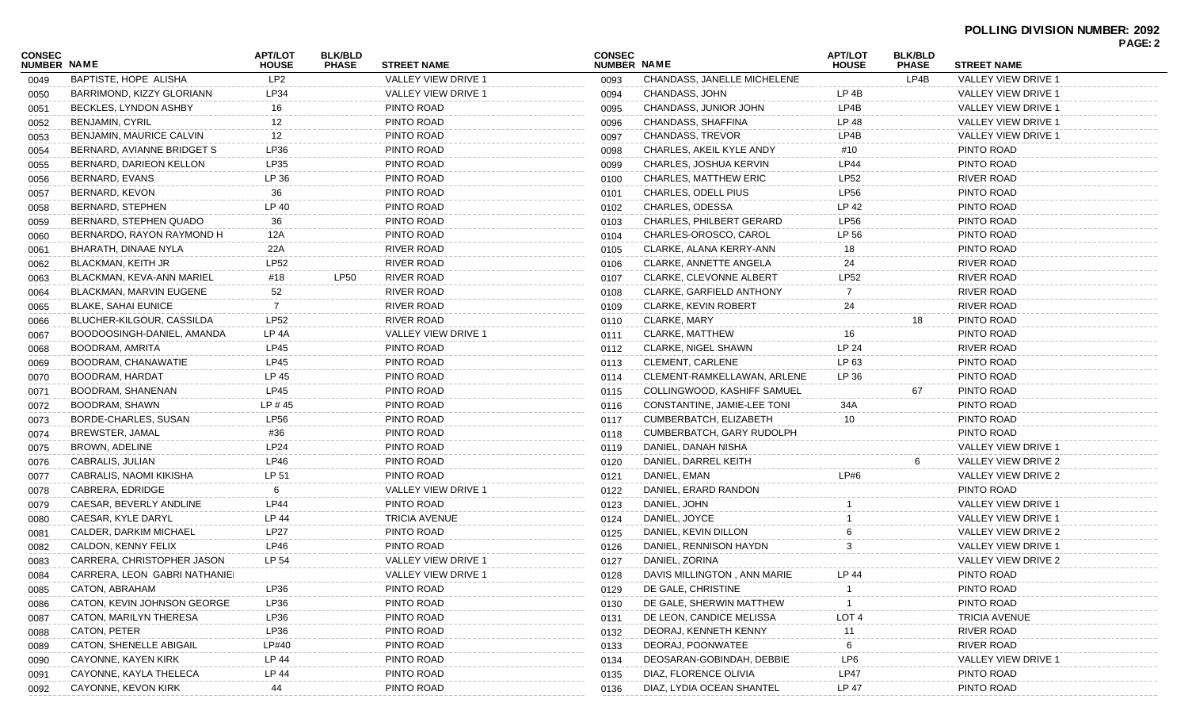**POLLING DIVISION NUMBER: 2092**

| CONSEC NUMBER | NAME | APT/LOT HOUSE | BLK/BLD PHASE | STREET NAME |
|---|---|---|---|---|
| 0049 | BAPTISTE, HOPE ALISHA | LP2 | | VALLEY VIEW DRIVE 1 |
| 0050 | BARRIMOND, KIZZY GLORIANN | LP34 | | VALLEY VIEW DRIVE 1 |
| 0051 | BECKLES, LYNDON ASHBY | 16 | | PINTO ROAD |
| 0052 | BENJAMIN, CYRIL | 12 | | PINTO ROAD |
| 0053 | BENJAMIN, MAURICE CALVIN | 12 | | PINTO ROAD |
| 0054 | BERNARD, AVIANNE BRIDGET S | LP36 | | PINTO ROAD |
| 0055 | BERNARD, DARIEON KELLON | LP35 | | PINTO ROAD |
| 0056 | BERNARD, EVANS | LP 36 | | PINTO ROAD |
| 0057 | BERNARD, KEVON | 36 | | PINTO ROAD |
| 0058 | BERNARD, STEPHEN | LP 40 | | PINTO ROAD |
| 0059 | BERNARD, STEPHEN QUADO | 36 | | PINTO ROAD |
| 0060 | BERNARDO, RAYON RAYMOND H | 12A | | PINTO ROAD |
| 0061 | BHARATH, DINAAE NYLA | 22A | | RIVER ROAD |
| 0062 | BLACKMAN, KEITH JR | LP52 | | RIVER ROAD |
| 0063 | BLACKMAN, KEVA-ANN MARIEL | #18 | LP50 | RIVER ROAD |
| 0064 | BLACKMAN, MARVIN EUGENE | 52 | | RIVER ROAD |
| 0065 | BLAKE, SAHAI EUNICE | 7 | | RIVER ROAD |
| 0066 | BLUCHER-KILGOUR, CASSILDA | LP52 | | RIVER ROAD |
| 0067 | BOODOOSINGH-DANIEL, AMANDA | LP 4A | | VALLEY VIEW DRIVE 1 |
| 0068 | BOODRAM, AMRITA | LP45 | | PINTO ROAD |
| 0069 | BOODRAM, CHANAWATIE | LP45 | | PINTO ROAD |
| 0070 | BOODRAM, HARDAT | LP 45 | | PINTO ROAD |
| 0071 | BOODRAM, SHANENAN | LP45 | | PINTO ROAD |
| 0072 | BOODRAM, SHAWN | LP # 45 | | PINTO ROAD |
| 0073 | BORDE-CHARLES, SUSAN | LP56 | | PINTO ROAD |
| 0074 | BREWSTER, JAMAL | #36 | | PINTO ROAD |
| 0075 | BROWN, ADELINE | LP24 | | PINTO ROAD |
| 0076 | CABRALIS, JULIAN | LP46 | | PINTO ROAD |
| 0077 | CABRALIS, NAOMI KIKISHA | LP 51 | | PINTO ROAD |
| 0078 | CABRERA, EDRIDGE | 6 | | VALLEY VIEW DRIVE 1 |
| 0079 | CAESAR, BEVERLY ANDLINE | LP44 | | PINTO ROAD |
| 0080 | CAESAR, KYLE DARYL | LP 44 | | TRICIA AVENUE |
| 0081 | CALDER, DARKIM MICHAEL | LP27 | | PINTO ROAD |
| 0082 | CALDON, KENNY FELIX | LP46 | | PINTO ROAD |
| 0083 | CARRERA, CHRISTOPHER JASON | LP 54 | | VALLEY VIEW DRIVE 1 |
| 0084 | CARRERA, LEON GABRI NATHANIEL | | | VALLEY VIEW DRIVE 1 |
| 0085 | CATON, ABRAHAM | LP36 | | PINTO ROAD |
| 0086 | CATON, KEVIN JOHNSON GEORGE | LP36 | | PINTO ROAD |
| 0087 | CATON, MARILYN THERESA | LP36 | | PINTO ROAD |
| 0088 | CATON, PETER | LP36 | | PINTO ROAD |
| 0089 | CATON, SHENELLE ABIGAIL | LP#40 | | PINTO ROAD |
| 0090 | CAYONNE, KAYEN KIRK | LP 44 | | PINTO ROAD |
| 0091 | CAYONNE, KAYLA THELECA | LP 44 | | PINTO ROAD |
| 0092 | CAYONNE, KEVON KIRK | 44 | | PINTO ROAD |
| 0093 | CHANDASS, JANELLE MICHELENE | | LP4B | VALLEY VIEW DRIVE 1 |
| 0094 | CHANDASS, JOHN | LP 4B | | VALLEY VIEW DRIVE 1 |
| 0095 | CHANDASS, JUNIOR JOHN | LP4B | | VALLEY VIEW DRIVE 1 |
| 0096 | CHANDASS, SHAFFINA | LP 48 | | VALLEY VIEW DRIVE 1 |
| 0097 | CHANDASS, TREVOR | LP4B | | VALLEY VIEW DRIVE 1 |
| 0098 | CHARLES, AKEIL KYLE ANDY | #10 | | PINTO ROAD |
| 0099 | CHARLES, JOSHUA KERVIN | LP44 | | PINTO ROAD |
| 0100 | CHARLES, MATTHEW ERIC | LP52 | | RIVER ROAD |
| 0101 | CHARLES, ODELL PIUS | LP56 | | PINTO ROAD |
| 0102 | CHARLES, ODESSA | LP 42 | | PINTO ROAD |
| 0103 | CHARLES, PHILBERT GERARD | LP56 | | PINTO ROAD |
| 0104 | CHARLES-OROSCO, CAROL | LP 56 | | PINTO ROAD |
| 0105 | CLARKE, ALANA KERRY-ANN | 18 | | PINTO ROAD |
| 0106 | CLARKE, ANNETTE ANGELA | 24 | | RIVER ROAD |
| 0107 | CLARKE, CLEVONNE ALBERT | LP52 | | RIVER ROAD |
| 0108 | CLARKE, GARFIELD ANTHONY | 7 | | RIVER ROAD |
| 0109 | CLARKE, KEVIN ROBERT | 24 | | RIVER ROAD |
| 0110 | CLARKE, MARY | | 18 | PINTO ROAD |
| 0111 | CLARKE, MATTHEW | 16 | | PINTO ROAD |
| 0112 | CLARKE, NIGEL SHAWN | LP 24 | | RIVER ROAD |
| 0113 | CLEMENT, CARLENE | LP 63 | | PINTO ROAD |
| 0114 | CLEMENT-RAMKELLAWAN, ARLENE | LP 36 | | PINTO ROAD |
| 0115 | COLLINGWOOD, KASHIFF SAMUEL | | 67 | PINTO ROAD |
| 0116 | CONSTANTINE, JAMIE-LEE TONI | 34A | | PINTO ROAD |
| 0117 | CUMBERBATCH, ELIZABETH | 10 | | PINTO ROAD |
| 0118 | CUMBERBATCH, GARY RUDOLPH | | | PINTO ROAD |
| 0119 | DANIEL, DANAH NISHA | | | VALLEY VIEW DRIVE 1 |
| 0120 | DANIEL, DARREL KEITH | | 6 | VALLEY VIEW DRIVE 2 |
| 0121 | DANIEL, EMAN | LP#6 | | VALLEY VIEW DRIVE 2 |
| 0122 | DANIEL, ERARD RANDON | | | PINTO ROAD |
| 0123 | DANIEL, JOHN | 1 | | VALLEY VIEW DRIVE 1 |
| 0124 | DANIEL, JOYCE | 1 | | VALLEY VIEW DRIVE 1 |
| 0125 | DANIEL, KEVIN DILLON | 6 | | VALLEY VIEW DRIVE 2 |
| 0126 | DANIEL, RENNISON HAYDN | 3 | | VALLEY VIEW DRIVE 1 |
| 0127 | DANIEL, ZORINA | | | VALLEY VIEW DRIVE 2 |
| 0128 | DAVIS MILLINGTON , ANN MARIE | LP 44 | | PINTO ROAD |
| 0129 | DE GALE, CHRISTINE | 1 | | PINTO ROAD |
| 0130 | DE GALE, SHERWIN MATTHEW | 1 | | PINTO ROAD |
| 0131 | DE LEON, CANDICE MELISSA | LOT 4 | | TRICIA AVENUE |
| 0132 | DEORAJ, KENNETH KENNY | 11 | | RIVER ROAD |
| 0133 | DEORAJ, POONWATEE | 6 | | RIVER ROAD |
| 0134 | DEOSARAN-GOBINDAH, DEBBIE | LP6 | | VALLEY VIEW DRIVE 1 |
| 0135 | DIAZ, FLORENCE OLIVIA | LP47 | | PINTO ROAD |
| 0136 | DIAZ, LYDIA OCEAN SHANTEL | LP 47 | | PINTO ROAD |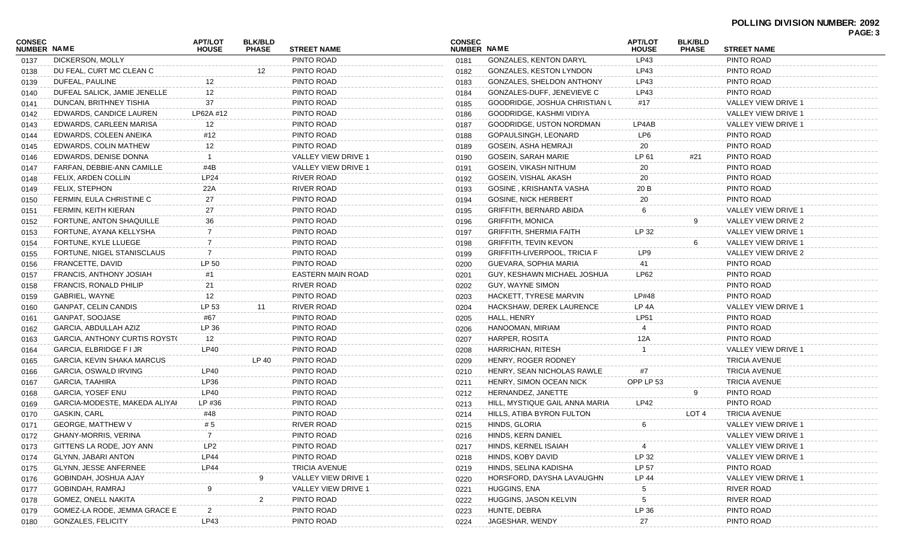**POLLING DIVISION NUMBER: 2092**

| CONSEC NUMBER | NAME | APT/LOT HOUSE | BLK/BLD PHASE | STREET NAME |
|---|---|---|---|---|
| 0137 | DICKERSON, MOLLY | | | PINTO ROAD |
| 0138 | DU FEAL, CURT MC CLEAN C | | 12 | PINTO ROAD |
| 0139 | DUFEAL, PAULINE | 12 | | PINTO ROAD |
| 0140 | DUFEAL SALICK, JAMIE JENELLE | 12 | | PINTO ROAD |
| 0141 | DUNCAN, BRITHNEY TISHIA | 37 | | PINTO ROAD |
| 0142 | EDWARDS, CANDICE LAUREN | LP62A #12 | | PINTO ROAD |
| 0143 | EDWARDS, CARLEEN MARISA | 12 | | PINTO ROAD |
| 0144 | EDWARDS, COLEEN ANEIKA | #12 | | PINTO ROAD |
| 0145 | EDWARDS, COLIN MATHEW | 12 | | PINTO ROAD |
| 0146 | EDWARDS, DENISE DONNA | 1 | | VALLEY VIEW DRIVE 1 |
| 0147 | FARFAN, DEBBIE-ANN CAMILLE | #4B | | VALLEY VIEW DRIVE 1 |
| 0148 | FELIX, ARDEN COLLIN | LP24 | | RIVER ROAD |
| 0149 | FELIX, STEPHON | 22A | | RIVER ROAD |
| 0150 | FERMIN, EULA CHRISTINE C | 27 | | PINTO ROAD |
| 0151 | FERMIN, KEITH KIERAN | 27 | | PINTO ROAD |
| 0152 | FORTUNE, ANTON SHAQUILLE | 36 | | PINTO ROAD |
| 0153 | FORTUNE, AYANA KELLYSHA | 7 | | PINTO ROAD |
| 0154 | FORTUNE, KYLE LLUEGE | 7 | | PINTO ROAD |
| 0155 | FORTUNE, NIGEL STANISCLAUS | 7 | | PINTO ROAD |
| 0156 | FRANCETTE, DAVID | LP 50 | | PINTO ROAD |
| 0157 | FRANCIS, ANTHONY JOSIAH | #1 | | EASTERN MAIN ROAD |
| 0158 | FRANCIS, RONALD PHILIP | 21 | | RIVER ROAD |
| 0159 | GABRIEL, WAYNE | 12 | | PINTO ROAD |
| 0160 | GANPAT, CELIN CANDIS | LP 53 | 11 | RIVER ROAD |
| 0161 | GANPAT, SOOJASE | #67 | | PINTO ROAD |
| 0162 | GARCIA, ABDULLAH AZIZ | LP 36 | | PINTO ROAD |
| 0163 | GARCIA, ANTHONY CURTIS ROYST( | 12 | | PINTO ROAD |
| 0164 | GARCIA, ELBRIDGE F I JR | LP40 | | PINTO ROAD |
| 0165 | GARCIA, KEVIN SHAKA MARCUS | | LP 40 | PINTO ROAD |
| 0166 | GARCIA, OSWALD IRVING | LP40 | | PINTO ROAD |
| 0167 | GARCIA, TAAHIRA | LP36 | | PINTO ROAD |
| 0168 | GARCIA, YOSEF ENU | LP40 | | PINTO ROAD |
| 0169 | GARCIA-MODESTE, MAKEDA ALIYAH | LP #36 | | PINTO ROAD |
| 0170 | GASKIN, CARL | #48 | | PINTO ROAD |
| 0171 | GEORGE, MATTHEW V | # 5 | | RIVER ROAD |
| 0172 | GHANY-MORRIS, VERINA | 7 | | PINTO ROAD |
| 0173 | GITTENS LA RODE, JOY ANN | LP2 | | PINTO ROAD |
| 0174 | GLYNN, JABARI ANTON | LP44 | | PINTO ROAD |
| 0175 | GLYNN, JESSE ANFERNEE | LP44 | | TRICIA AVENUE |
| 0176 | GOBINDAH, JOSHUA AJAY | | 9 | VALLEY VIEW DRIVE 1 |
| 0177 | GOBINDAH, RAMRAJ | 9 | | VALLEY VIEW DRIVE 1 |
| 0178 | GOMEZ, ONELL NAKITA | | 2 | PINTO ROAD |
| 0179 | GOMEZ-LA RODE, JEMMA GRACE E | 2 | | PINTO ROAD |
| 0180 | GONZALES, FELICITY | LP43 | | PINTO ROAD |
| 0181 | GONZALES, KENTON DARYL | LP43 | | PINTO ROAD |
| 0182 | GONZALES, KESTON LYNDON | LP43 | | PINTO ROAD |
| 0183 | GONZALES, SHELDON ANTHONY | LP43 | | PINTO ROAD |
| 0184 | GONZALES-DUFF, JENEVIEVE C | LP43 | | PINTO ROAD |
| 0185 | GOODRIDGE, JOSHUA CHRISTIAN L | #17 | | VALLEY VIEW DRIVE 1 |
| 0186 | GOODRIDGE, KASHMI VIDIYA | | | VALLEY VIEW DRIVE 1 |
| 0187 | GOODRIDGE, USTON NORDMAN | LP4AB | | VALLEY VIEW DRIVE 1 |
| 0188 | GOPAULSINGH, LEONARD | LP6 | | PINTO ROAD |
| 0189 | GOSEIN, ASHA HEMRAJI | 20 | | PINTO ROAD |
| 0190 | GOSEIN, SARAH MARIE | LP 61 | #21 | PINTO ROAD |
| 0191 | GOSEIN, VIKASH NITHUM | 20 | | PINTO ROAD |
| 0192 | GOSEIN, VISHAL AKASH | 20 | | PINTO ROAD |
| 0193 | GOSINE , KRISHANTA VASHA | 20 B | | PINTO ROAD |
| 0194 | GOSINE, NICK HERBERT | 20 | | PINTO ROAD |
| 0195 | GRIFFITH, BERNARD ABIDA | 6 | | VALLEY VIEW DRIVE 1 |
| 0196 | GRIFFITH, MONICA | | 9 | VALLEY VIEW DRIVE 2 |
| 0197 | GRIFFITH, SHERMIA FAITH | LP 32 | | VALLEY VIEW DRIVE 1 |
| 0198 | GRIFFITH, TEVIN KEVON | | 6 | VALLEY VIEW DRIVE 1 |
| 0199 | GRIFFITH-LIVERPOOL, TRICIA F | LP9 | | VALLEY VIEW DRIVE 2 |
| 0200 | GUEVARA, SOPHIA MARIA | 41 | | PINTO ROAD |
| 0201 | GUY, KESHAWN MICHAEL JOSHUA | LP62 | | PINTO ROAD |
| 0202 | GUY, WAYNE SIMON | | | PINTO ROAD |
| 0203 | HACKETT, TYRESE MARVIN | LP#48 | | PINTO ROAD |
| 0204 | HACKSHAW, DEREK LAURENCE | LP 4A | | VALLEY VIEW DRIVE 1 |
| 0205 | HALL, HENRY | LP51 | | PINTO ROAD |
| 0206 | HANOOMAN, MIRIAM | 4 | | PINTO ROAD |
| 0207 | HARPER, ROSITA | 12A | | PINTO ROAD |
| 0208 | HARRICHAN, RITESH | 1 | | VALLEY VIEW DRIVE 1 |
| 0209 | HENRY, ROGER RODNEY | | | TRICIA AVENUE |
| 0210 | HENRY, SEAN NICHOLAS RAWLE | #7 | | TRICIA AVENUE |
| 0211 | HENRY, SIMON OCEAN NICK | OPP LP 53 | | TRICIA AVENUE |
| 0212 | HERNANDEZ, JANETTE | | 9 | PINTO ROAD |
| 0213 | HILL, MYSTIQUE GAIL ANNA MARIA | LP42 | | PINTO ROAD |
| 0214 | HILLS, ATIBA BYRON FULTON | | LOT 4 | TRICIA AVENUE |
| 0215 | HINDS, GLORIA | 6 | | VALLEY VIEW DRIVE 1 |
| 0216 | HINDS, KERN DANIEL | | | VALLEY VIEW DRIVE 1 |
| 0217 | HINDS, KERNEL ISAIAH | 4 | | VALLEY VIEW DRIVE 1 |
| 0218 | HINDS, KOBY DAVID | LP 32 | | VALLEY VIEW DRIVE 1 |
| 0219 | HINDS, SELINA KADISHA | LP 57 | | PINTO ROAD |
| 0220 | HORSFORD, DAYSHA LAVAUGHN | LP 44 | | VALLEY VIEW DRIVE 1 |
| 0221 | HUGGINS, ENA | 5 | | RIVER ROAD |
| 0222 | HUGGINS, JASON KELVIN | 5 | | RIVER ROAD |
| 0223 | HUNTE, DEBRA | LP 36 | | PINTO ROAD |
| 0224 | JAGESHAR, WENDY | 27 | | PINTO ROAD |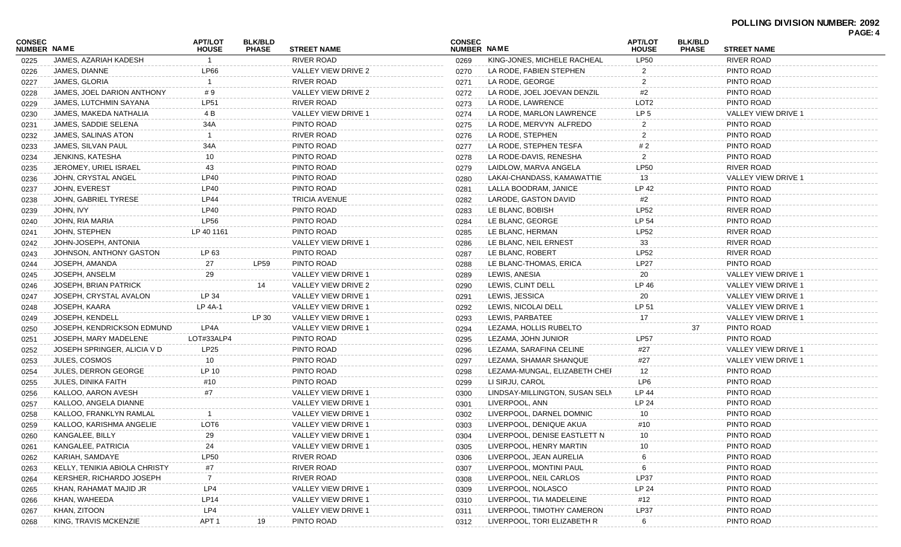**POLLING DIVISION NUMBER: 2092**

| CONSEC NUMBER | NAME | APT/LOT HOUSE | BLK/BLD PHASE | STREET NAME |
|---|---|---|---|---|
| 0225 | JAMES, AZARIAH KADESH | 1 | | RIVER ROAD |
| 0226 | JAMES, DIANNE | LP66 | | VALLEY VIEW DRIVE 2 |
| 0227 | JAMES, GLORIA | 1 | | RIVER ROAD |
| 0228 | JAMES, JOEL DARION ANTHONY | # 9 | | VALLEY VIEW DRIVE 2 |
| 0229 | JAMES, LUTCHMIN SAYANA | LP51 | | RIVER ROAD |
| 0230 | JAMES, MAKEDA NATHALIA | 4 B | | VALLEY VIEW DRIVE 1 |
| 0231 | JAMES, SADDIE SELENA | 34A | | PINTO ROAD |
| 0232 | JAMES, SALINAS ATON | 1 | | RIVER ROAD |
| 0233 | JAMES, SILVAN PAUL | 34A | | PINTO ROAD |
| 0234 | JENKINS, KATESHA | 10 | | PINTO ROAD |
| 0235 | JEROMEY, URIEL ISRAEL | 43 | | PINTO ROAD |
| 0236 | JOHN, CRYSTAL ANGEL | LP40 | | PINTO ROAD |
| 0237 | JOHN, EVEREST | LP40 | | PINTO ROAD |
| 0238 | JOHN, GABRIEL TYRESE | LP44 | | TRICIA AVENUE |
| 0239 | JOHN, IVY | LP40 | | PINTO ROAD |
| 0240 | JOHN, RIA MARIA | LP56 | | PINTO ROAD |
| 0241 | JOHN, STEPHEN | LP 40 1161 | | PINTO ROAD |
| 0242 | JOHN-JOSEPH, ANTONIA | | | VALLEY VIEW DRIVE 1 |
| 0243 | JOHNSON, ANTHONY GASTON | LP 63 | | PINTO ROAD |
| 0244 | JOSEPH, AMANDA | 27 | LP59 | PINTO ROAD |
| 0245 | JOSEPH, ANSELM | 29 | | VALLEY VIEW DRIVE 1 |
| 0246 | JOSEPH, BRIAN PATRICK | | 14 | VALLEY VIEW DRIVE 2 |
| 0247 | JOSEPH, CRYSTAL AVALON | LP 34 | | VALLEY VIEW DRIVE 1 |
| 0248 | JOSEPH, KAARA | LP 4A-1 | | VALLEY VIEW DRIVE 1 |
| 0249 | JOSEPH, KENDELL | | LP 30 | VALLEY VIEW DRIVE 1 |
| 0250 | JOSEPH, KENDRICKSON EDMUND | LP4A | | VALLEY VIEW DRIVE 1 |
| 0251 | JOSEPH, MARY MADELENE | LOT#33ALP4 | | PINTO ROAD |
| 0252 | JOSEPH SPRINGER, ALICIA V D | LP25 | | PINTO ROAD |
| 0253 | JULES, COSMOS | 10 | | PINTO ROAD |
| 0254 | JULES, DERRON GEORGE | LP 10 | | PINTO ROAD |
| 0255 | JULES, DINIKA FAITH | #10 | | PINTO ROAD |
| 0256 | KALLOO, AARON AVESH | #7 | | VALLEY VIEW DRIVE 1 |
| 0257 | KALLOO, ANGELA DIANNE | | | VALLEY VIEW DRIVE 1 |
| 0258 | KALLOO, FRANKLYN RAMLAL | 1 | | VALLEY VIEW DRIVE 1 |
| 0259 | KALLOO, KARISHMA ANGELIE | LOT6 | | VALLEY VIEW DRIVE 1 |
| 0260 | KANGALEE, BILLY | 29 | | VALLEY VIEW DRIVE 1 |
| 0261 | KANGALEE, PATRICIA | 24 | | VALLEY VIEW DRIVE 1 |
| 0262 | KARIAH, SAMDAYE | LP50 | | RIVER ROAD |
| 0263 | KELLY, TENIKIA ABIOLA CHRISTY | #7 | | RIVER ROAD |
| 0264 | KERSHER, RICHARDO JOSEPH | 7 | | RIVER ROAD |
| 0265 | KHAN, RAHAMAT MAJID JR | LP4 | | VALLEY VIEW DRIVE 1 |
| 0266 | KHAN, WAHEEDA | LP14 | | VALLEY VIEW DRIVE 1 |
| 0267 | KHAN, ZITOON | LP4 | | VALLEY VIEW DRIVE 1 |
| 0268 | KING, TRAVIS MCKENZIE | APT 1 | 19 | PINTO ROAD |
| 0269 | KING-JONES, MICHELE RACHEAL | LP50 | | RIVER ROAD |
| 0270 | LA RODE, FABIEN STEPHEN | 2 | | PINTO ROAD |
| 0271 | LA RODE, GEORGE | 2 | | PINTO ROAD |
| 0272 | LA RODE, JOEL JOEVAN DENZIL | #2 | | PINTO ROAD |
| 0273 | LA RODE, LAWRENCE | LOT2 | | PINTO ROAD |
| 0274 | LA RODE, MARLON LAWRENCE | LP 5 | | VALLEY VIEW DRIVE 1 |
| 0275 | LA RODE, MERVYN ALFREDO | 2 | | PINTO ROAD |
| 0276 | LA RODE, STEPHEN | 2 | | PINTO ROAD |
| 0277 | LA RODE, STEPHEN TESFA | # 2 | | PINTO ROAD |
| 0278 | LA RODE-DAVIS, RENESHA | 2 | | PINTO ROAD |
| 0279 | LAIDLOW, MARVA ANGELA | LP50 | | RIVER ROAD |
| 0280 | LAKAI-CHANDASS, KAMAWATTIE | 13 | | VALLEY VIEW DRIVE 1 |
| 0281 | LALLA BOODRAM, JANICE | LP 42 | | PINTO ROAD |
| 0282 | LARODE, GASTON DAVID | #2 | | PINTO ROAD |
| 0283 | LE BLANC, BOBISH | LP52 | | RIVER ROAD |
| 0284 | LE BLANC, GEORGE | LP 54 | | PINTO ROAD |
| 0285 | LE BLANC, HERMAN | LP52 | | RIVER ROAD |
| 0286 | LE BLANC, NEIL ERNEST | 33 | | RIVER ROAD |
| 0287 | LE BLANC, ROBERT | LP52 | | RIVER ROAD |
| 0288 | LE BLANC-THOMAS, ERICA | LP27 | | PINTO ROAD |
| 0289 | LEWIS, ANESIA | 20 | | VALLEY VIEW DRIVE 1 |
| 0290 | LEWIS, CLINT DELL | LP 46 | | VALLEY VIEW DRIVE 1 |
| 0291 | LEWIS, JESSICA | 20 | | VALLEY VIEW DRIVE 1 |
| 0292 | LEWIS, NICOLAI DELL | LP 51 | | VALLEY VIEW DRIVE 1 |
| 0293 | LEWIS, PARBATEE | 17 | | VALLEY VIEW DRIVE 1 |
| 0294 | LEZAMA, HOLLIS RUBELTO | | 37 | PINTO ROAD |
| 0295 | LEZAMA, JOHN JUNIOR | LP57 | | PINTO ROAD |
| 0296 | LEZAMA, SARAFINA CELINE | #27 | | VALLEY VIEW DRIVE 1 |
| 0297 | LEZAMA, SHAMAR SHANQUE | #27 | | VALLEY VIEW DRIVE 1 |
| 0298 | LEZAMA-MUNGAL, ELIZABETH CHEI | 12 | | PINTO ROAD |
| 0299 | LI SIRJU, CAROL | LP6 | | PINTO ROAD |
| 0300 | LINDSAY-MILLINGTON, SUSAN SELI | LP 44 | | PINTO ROAD |
| 0301 | LIVERPOOL, ANN | LP 24 | | PINTO ROAD |
| 0302 | LIVERPOOL, DARNEL DOMNIC | 10 | | PINTO ROAD |
| 0303 | LIVERPOOL, DENIQUE AKUA | #10 | | PINTO ROAD |
| 0304 | LIVERPOOL, DENISE EASTLETT N | 10 | | PINTO ROAD |
| 0305 | LIVERPOOL, HENRY MARTIN | 10 | | PINTO ROAD |
| 0306 | LIVERPOOL, JEAN AURELIA | 6 | | PINTO ROAD |
| 0307 | LIVERPOOL, MONTINI PAUL | 6 | | PINTO ROAD |
| 0308 | LIVERPOOL, NEIL CARLOS | LP37 | | PINTO ROAD |
| 0309 | LIVERPOOL, NOLASCO | LP 24 | | PINTO ROAD |
| 0310 | LIVERPOOL, TIA MADELEINE | #12 | | PINTO ROAD |
| 0311 | LIVERPOOL, TIMOTHY CAMERON | LP37 | | PINTO ROAD |
| 0312 | LIVERPOOL, TORI ELIZABETH R | 6 | | PINTO ROAD |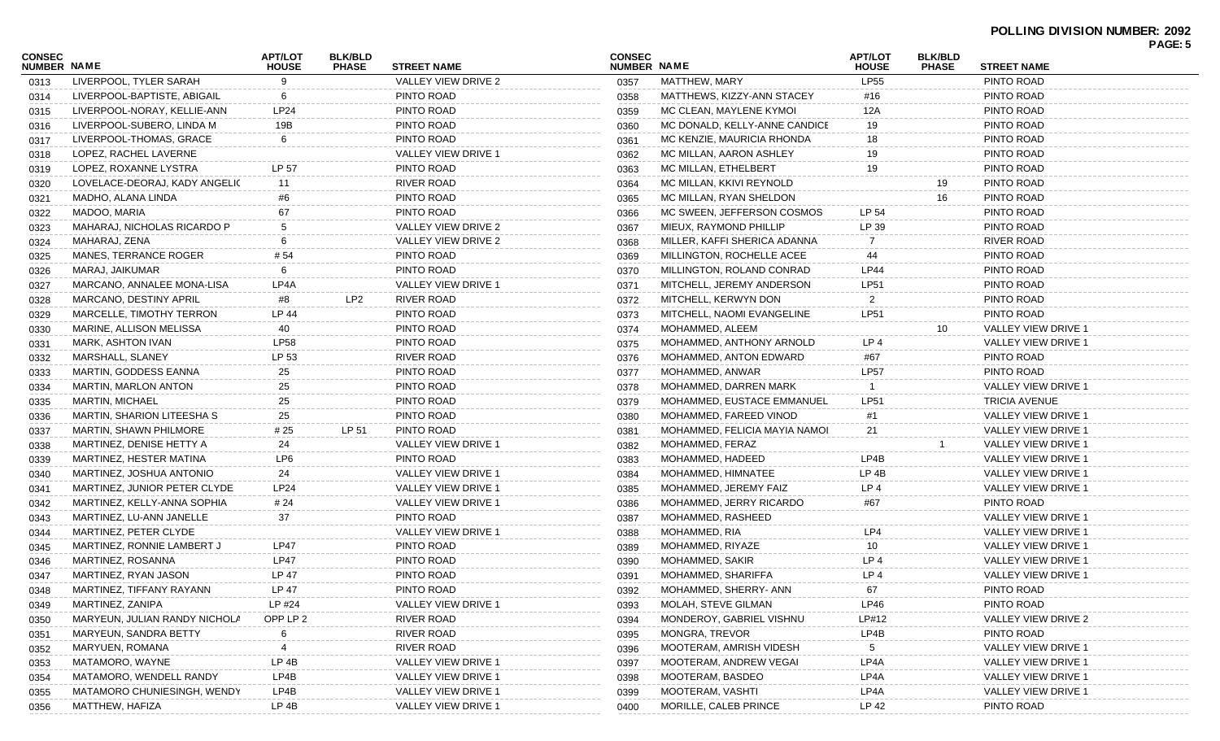# POLLING DIVISION NUMBER: 2092

| CONSEC NUMBER | NAME | APT/LOT HOUSE | BLK/BLD PHASE | STREET NAME |
|---|---|---|---|---|
| 0313 | LIVERPOOL, TYLER SARAH | 9 | | VALLEY VIEW DRIVE 2 |
| 0314 | LIVERPOOL-BAPTISTE, ABIGAIL | 6 | | PINTO ROAD |
| 0315 | LIVERPOOL-NORAY, KELLIE-ANN | LP24 | | PINTO ROAD |
| 0316 | LIVERPOOL-SUBERO, LINDA M | 19B | | PINTO ROAD |
| 0317 | LIVERPOOL-THOMAS, GRACE | 6 | | PINTO ROAD |
| 0318 | LOPEZ, RACHEL LAVERNE | | | VALLEY VIEW DRIVE 1 |
| 0319 | LOPEZ, ROXANNE LYSTRA | LP 57 | | PINTO ROAD |
| 0320 | LOVELACE-DEORAJ, KADY ANGELIC | 11 | | RIVER ROAD |
| 0321 | MADHO, ALANA LINDA | #6 | | PINTO ROAD |
| 0322 | MADOO, MARIA | 67 | | PINTO ROAD |
| 0323 | MAHARAJ, NICHOLAS RICARDO P | 5 | | VALLEY VIEW DRIVE 2 |
| 0324 | MAHARAJ, ZENA | 6 | | VALLEY VIEW DRIVE 2 |
| 0325 | MANES, TERRANCE ROGER | # 54 | | PINTO ROAD |
| 0326 | MARAJ, JAIKUMAR | 6 | | PINTO ROAD |
| 0327 | MARCANO, ANNALEE MONA-LISA | LP4A | | VALLEY VIEW DRIVE 1 |
| 0328 | MARCANO, DESTINY APRIL | #8 | LP2 | RIVER ROAD |
| 0329 | MARCELLE, TIMOTHY TERRON | LP 44 | | PINTO ROAD |
| 0330 | MARINE, ALLISON MELISSA | 40 | | PINTO ROAD |
| 0331 | MARK, ASHTON IVAN | LP58 | | PINTO ROAD |
| 0332 | MARSHALL, SLANEY | LP 53 | | RIVER ROAD |
| 0333 | MARTIN, GODDESS EANNA | 25 | | PINTO ROAD |
| 0334 | MARTIN, MARLON ANTON | 25 | | PINTO ROAD |
| 0335 | MARTIN, MICHAEL | 25 | | PINTO ROAD |
| 0336 | MARTIN, SHARION LITEESHA S | 25 | | PINTO ROAD |
| 0337 | MARTIN, SHAWN PHILMORE | # 25 | LP 51 | PINTO ROAD |
| 0338 | MARTINEZ, DENISE HETTY A | 24 | | VALLEY VIEW DRIVE 1 |
| 0339 | MARTINEZ, HESTER MATINA | LP6 | | PINTO ROAD |
| 0340 | MARTINEZ, JOSHUA ANTONIO | 24 | | VALLEY VIEW DRIVE 1 |
| 0341 | MARTINEZ, JUNIOR PETER CLYDE | LP24 | | VALLEY VIEW DRIVE 1 |
| 0342 | MARTINEZ, KELLY-ANNA SOPHIA | # 24 | | VALLEY VIEW DRIVE 1 |
| 0343 | MARTINEZ, LU-ANN JANELLE | 37 | | PINTO ROAD |
| 0344 | MARTINEZ, PETER CLYDE | | | VALLEY VIEW DRIVE 1 |
| 0345 | MARTINEZ, RONNIE LAMBERT J | LP47 | | PINTO ROAD |
| 0346 | MARTINEZ, ROSANNA | LP47 | | PINTO ROAD |
| 0347 | MARTINEZ, RYAN JASON | LP 47 | | PINTO ROAD |
| 0348 | MARTINEZ, TIFFANY RAYANN | LP 47 | | PINTO ROAD |
| 0349 | MARTINEZ, ZANIPA | LP #24 | | VALLEY VIEW DRIVE 1 |
| 0350 | MARYEUN, JULIAN RANDY NICHOLA | OPP LP 2 | | RIVER ROAD |
| 0351 | MARYEUN, SANDRA BETTY | 6 | | RIVER ROAD |
| 0352 | MARYUEN, ROMANA | 4 | | RIVER ROAD |
| 0353 | MATAMORO, WAYNE | LP 4B | | VALLEY VIEW DRIVE 1 |
| 0354 | MATAMORO, WENDELL RANDY | LP4B | | VALLEY VIEW DRIVE 1 |
| 0355 | MATAMORO CHUNIESINGH, WENDY | LP4B | | VALLEY VIEW DRIVE 1 |
| 0356 | MATTHEW, HAFIZA | LP 4B | | VALLEY VIEW DRIVE 1 |
| 0357 | MATTHEW, MARY | LP55 | | PINTO ROAD |
| 0358 | MATTHEWS, KIZZY-ANN STACEY | #16 | | PINTO ROAD |
| 0359 | MC CLEAN, MAYLENE KYMOI | 12A | | PINTO ROAD |
| 0360 | MC DONALD, KELLY-ANNE CANDICE | 19 | | PINTO ROAD |
| 0361 | MC KENZIE, MAURICIA RHONDA | 18 | | PINTO ROAD |
| 0362 | MC MILLAN, AARON ASHLEY | 19 | | PINTO ROAD |
| 0363 | MC MILLAN, ETHELBERT | 19 | | PINTO ROAD |
| 0364 | MC MILLAN, KKIVI REYNOLD | | 19 | PINTO ROAD |
| 0365 | MC MILLAN, RYAN SHELDON | | 16 | PINTO ROAD |
| 0366 | MC SWEEN, JEFFERSON COSMOS | LP 54 | | PINTO ROAD |
| 0367 | MIEUX, RAYMOND PHILLIP | LP 39 | | PINTO ROAD |
| 0368 | MILLER, KAFFI SHERICA ADANNA | 7 | | RIVER ROAD |
| 0369 | MILLINGTON, ROCHELLE ACEE | 44 | | PINTO ROAD |
| 0370 | MILLINGTON, ROLAND CONRAD | LP44 | | PINTO ROAD |
| 0371 | MITCHELL, JEREMY ANDERSON | LP51 | | PINTO ROAD |
| 0372 | MITCHELL, KERWYN DON | 2 | | PINTO ROAD |
| 0373 | MITCHELL, NAOMI EVANGELINE | LP51 | | PINTO ROAD |
| 0374 | MOHAMMED, ALEEM | | 10 | VALLEY VIEW DRIVE 1 |
| 0375 | MOHAMMED, ANTHONY ARNOLD | LP 4 | | VALLEY VIEW DRIVE 1 |
| 0376 | MOHAMMED, ANTON EDWARD | #67 | | PINTO ROAD |
| 0377 | MOHAMMED, ANWAR | LP57 | | PINTO ROAD |
| 0378 | MOHAMMED, DARREN MARK | 1 | | VALLEY VIEW DRIVE 1 |
| 0379 | MOHAMMED, EUSTACE EMMANUEL | LP51 | | TRICIA AVENUE |
| 0380 | MOHAMMED, FAREED VINOD | #1 | | VALLEY VIEW DRIVE 1 |
| 0381 | MOHAMMED, FELICIA MAYIA NAMOI | 21 | | VALLEY VIEW DRIVE 1 |
| 0382 | MOHAMMED, FERAZ | | 1 | VALLEY VIEW DRIVE 1 |
| 0383 | MOHAMMED, HADEED | LP4B | | VALLEY VIEW DRIVE 1 |
| 0384 | MOHAMMED, HIMNATEE | LP 4B | | VALLEY VIEW DRIVE 1 |
| 0385 | MOHAMMED, JEREMY FAIZ | LP 4 | | VALLEY VIEW DRIVE 1 |
| 0386 | MOHAMMED, JERRY RICARDO | #67 | | PINTO ROAD |
| 0387 | MOHAMMED, RASHEED | | | VALLEY VIEW DRIVE 1 |
| 0388 | MOHAMMED, RIA | LP4 | | VALLEY VIEW DRIVE 1 |
| 0389 | MOHAMMED, RIYAZE | 10 | | VALLEY VIEW DRIVE 1 |
| 0390 | MOHAMMED, SAKIR | LP 4 | | VALLEY VIEW DRIVE 1 |
| 0391 | MOHAMMED, SHARIFFA | LP 4 | | VALLEY VIEW DRIVE 1 |
| 0392 | MOHAMMED, SHERRY- ANN | 67 | | PINTO ROAD |
| 0393 | MOLAH, STEVE GILMAN | LP46 | | PINTO ROAD |
| 0394 | MONDEROY, GABRIEL VISHNU | LP#12 | | VALLEY VIEW DRIVE 2 |
| 0395 | MONGRA, TREVOR | LP4B | | PINTO ROAD |
| 0396 | MOOTERAM, AMRISH VIDESH | 5 | | VALLEY VIEW DRIVE 1 |
| 0397 | MOOTERAM, ANDREW VEGAI | LP4A | | VALLEY VIEW DRIVE 1 |
| 0398 | MOOTERAM, BASDEO | LP4A | | VALLEY VIEW DRIVE 1 |
| 0399 | MOOTERAM, VASHTI | LP4A | | VALLEY VIEW DRIVE 1 |
| 0400 | MORILLE, CALEB PRINCE | LP 42 | | PINTO ROAD |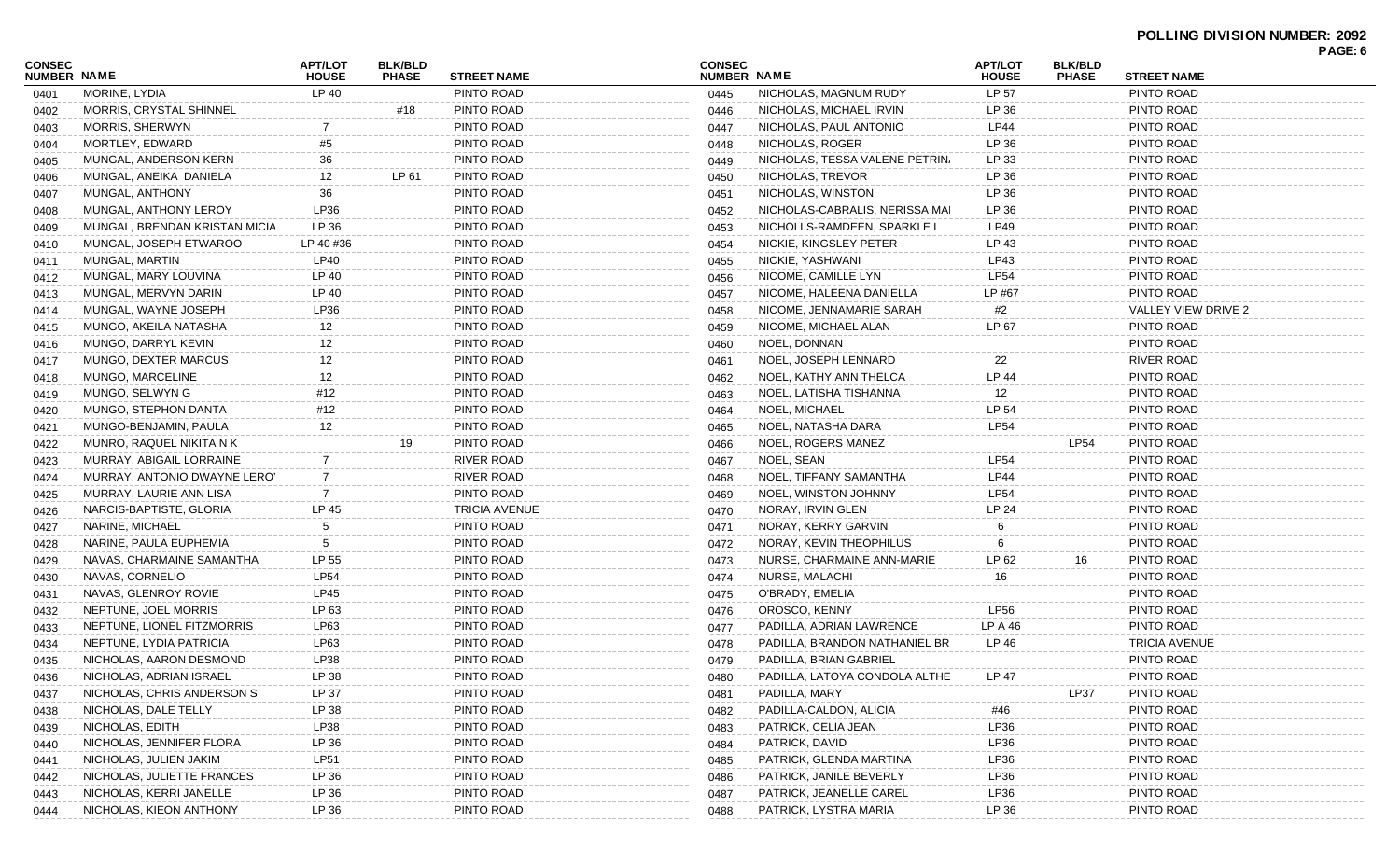**POLLING DIVISION NUMBER: 2092**

| CONSEC NUMBER | NAME | APT/LOT HOUSE | BLK/BLD PHASE | STREET NAME |
|---|---|---|---|---|
| 0401 | MORINE, LYDIA | LP 40 | | PINTO ROAD |
| 0402 | MORRIS, CRYSTAL SHINNEL | | #18 | PINTO ROAD |
| 0403 | MORRIS, SHERWYN | 7 | | PINTO ROAD |
| 0404 | MORTLEY, EDWARD | #5 | | PINTO ROAD |
| 0405 | MUNGAL, ANDERSON KERN | 36 | | PINTO ROAD |
| 0406 | MUNGAL, ANEIKA DANIELA | 12 | LP 61 | PINTO ROAD |
| 0407 | MUNGAL, ANTHONY | 36 | | PINTO ROAD |
| 0408 | MUNGAL, ANTHONY LEROY | LP36 | | PINTO ROAD |
| 0409 | MUNGAL, BRENDAN KRISTAN MICIA | LP 36 | | PINTO ROAD |
| 0410 | MUNGAL, JOSEPH ETWAROO | LP 40 #36 | | PINTO ROAD |
| 0411 | MUNGAL, MARTIN | LP40 | | PINTO ROAD |
| 0412 | MUNGAL, MARY LOUVINA | LP 40 | | PINTO ROAD |
| 0413 | MUNGAL, MERVYN DARIN | LP 40 | | PINTO ROAD |
| 0414 | MUNGAL, WAYNE JOSEPH | LP36 | | PINTO ROAD |
| 0415 | MUNGO, AKEILA NATASHA | 12 | | PINTO ROAD |
| 0416 | MUNGO, DARRYL KEVIN | 12 | | PINTO ROAD |
| 0417 | MUNGO, DEXTER MARCUS | 12 | | PINTO ROAD |
| 0418 | MUNGO, MARCELINE | 12 | | PINTO ROAD |
| 0419 | MUNGO, SELWYN G | #12 | | PINTO ROAD |
| 0420 | MUNGO, STEPHON DANTA | #12 | | PINTO ROAD |
| 0421 | MUNGO-BENJAMIN, PAULA | 12 | | PINTO ROAD |
| 0422 | MUNRO, RAQUEL NIKITA N K | | 19 | PINTO ROAD |
| 0423 | MURRAY, ABIGAIL LORRAINE | 7 | | RIVER ROAD |
| 0424 | MURRAY, ANTONIO DWAYNE LERO' | 7 | | RIVER ROAD |
| 0425 | MURRAY, LAURIE ANN LISA | 7 | | PINTO ROAD |
| 0426 | NARCIS-BAPTISTE, GLORIA | LP 45 | | TRICIA AVENUE |
| 0427 | NARINE, MICHAEL | 5 | | PINTO ROAD |
| 0428 | NARINE, PAULA EUPHEMIA | 5 | | PINTO ROAD |
| 0429 | NAVAS, CHARMAINE SAMANTHA | LP 55 | | PINTO ROAD |
| 0430 | NAVAS, CORNELIO | LP54 | | PINTO ROAD |
| 0431 | NAVAS, GLENROY ROVIE | LP45 | | PINTO ROAD |
| 0432 | NEPTUNE, JOEL MORRIS | LP 63 | | PINTO ROAD |
| 0433 | NEPTUNE, LIONEL FITZMORRIS | LP63 | | PINTO ROAD |
| 0434 | NEPTUNE, LYDIA PATRICIA | LP63 | | PINTO ROAD |
| 0435 | NICHOLAS, AARON DESMOND | LP38 | | PINTO ROAD |
| 0436 | NICHOLAS, ADRIAN ISRAEL | LP 38 | | PINTO ROAD |
| 0437 | NICHOLAS, CHRIS ANDERSON S | LP 37 | | PINTO ROAD |
| 0438 | NICHOLAS, DALE TELLY | LP 38 | | PINTO ROAD |
| 0439 | NICHOLAS, EDITH | LP38 | | PINTO ROAD |
| 0440 | NICHOLAS, JENNIFER FLORA | LP 36 | | PINTO ROAD |
| 0441 | NICHOLAS, JULIEN JAKIM | LP51 | | PINTO ROAD |
| 0442 | NICHOLAS, JULIETTE FRANCES | LP 36 | | PINTO ROAD |
| 0443 | NICHOLAS, KERRI JANELLE | LP 36 | | PINTO ROAD |
| 0444 | NICHOLAS, KIEON ANTHONY | LP 36 | | PINTO ROAD |
| 0445 | NICHOLAS, MAGNUM RUDY | LP 57 | | PINTO ROAD |
| 0446 | NICHOLAS, MICHAEL IRVIN | LP 36 | | PINTO ROAD |
| 0447 | NICHOLAS, PAUL ANTONIO | LP44 | | PINTO ROAD |
| 0448 | NICHOLAS, ROGER | LP 36 | | PINTO ROAD |
| 0449 | NICHOLAS, TESSA VALENE PETRIN. | LP 33 | | PINTO ROAD |
| 0450 | NICHOLAS, TREVOR | LP 36 | | PINTO ROAD |
| 0451 | NICHOLAS, WINSTON | LP 36 | | PINTO ROAD |
| 0452 | NICHOLAS-CABRALIS, NERISSA MAI | LP 36 | | PINTO ROAD |
| 0453 | NICHOLLS-RAMDEEN, SPARKLE L | LP49 | | PINTO ROAD |
| 0454 | NICKIE, KINGSLEY PETER | LP 43 | | PINTO ROAD |
| 0455 | NICKIE, YASHWANI | LP43 | | PINTO ROAD |
| 0456 | NICOME, CAMILLE LYN | LP54 | | PINTO ROAD |
| 0457 | NICOME, HALEENA DANIELLA | LP #67 | | PINTO ROAD |
| 0458 | NICOME, JENNAMARIE SARAH | #2 | | VALLEY VIEW DRIVE 2 |
| 0459 | NICOME, MICHAEL ALAN | LP 67 | | PINTO ROAD |
| 0460 | NOEL, DONNAN | | | PINTO ROAD |
| 0461 | NOEL, JOSEPH LENNARD | 22 | | RIVER ROAD |
| 0462 | NOEL, KATHY ANN THELCA | LP 44 | | PINTO ROAD |
| 0463 | NOEL, LATISHA TISHANNA | 12 | | PINTO ROAD |
| 0464 | NOEL, MICHAEL | LP 54 | | PINTO ROAD |
| 0465 | NOEL, NATASHA DARA | LP54 | | PINTO ROAD |
| 0466 | NOEL, ROGERS MANEZ | | LP54 | PINTO ROAD |
| 0467 | NOEL, SEAN | LP54 | | PINTO ROAD |
| 0468 | NOEL, TIFFANY SAMANTHA | LP44 | | PINTO ROAD |
| 0469 | NOEL, WINSTON JOHNNY | LP54 | | PINTO ROAD |
| 0470 | NORAY, IRVIN GLEN | LP 24 | | PINTO ROAD |
| 0471 | NORAY, KERRY GARVIN | 6 | | PINTO ROAD |
| 0472 | NORAY, KEVIN THEOPHILUS | 6 | | PINTO ROAD |
| 0473 | NURSE, CHARMAINE ANN-MARIE | LP 62 | 16 | PINTO ROAD |
| 0474 | NURSE, MALACHI | 16 | | PINTO ROAD |
| 0475 | O'BRADY, EMELIA | | | PINTO ROAD |
| 0476 | OROSCO, KENNY | LP56 | | PINTO ROAD |
| 0477 | PADILLA, ADRIAN LAWRENCE | LP A 46 | | PINTO ROAD |
| 0478 | PADILLA, BRANDON NATHANIEL BR | LP 46 | | TRICIA AVENUE |
| 0479 | PADILLA, BRIAN GABRIEL | | | PINTO ROAD |
| 0480 | PADILLA, LATOYA CONDOLA ALTHE | LP 47 | | PINTO ROAD |
| 0481 | PADILLA, MARY | | LP37 | PINTO ROAD |
| 0482 | PADILLA-CALDON, ALICIA | #46 | | PINTO ROAD |
| 0483 | PATRICK, CELIA JEAN | LP36 | | PINTO ROAD |
| 0484 | PATRICK, DAVID | LP36 | | PINTO ROAD |
| 0485 | PATRICK, GLENDA MARTINA | LP36 | | PINTO ROAD |
| 0486 | PATRICK, JANILE BEVERLY | LP36 | | PINTO ROAD |
| 0487 | PATRICK, JEANELLE CAREL | LP36 | | PINTO ROAD |
| 0488 | PATRICK, LYSTRA MARIA | LP 36 | | PINTO ROAD |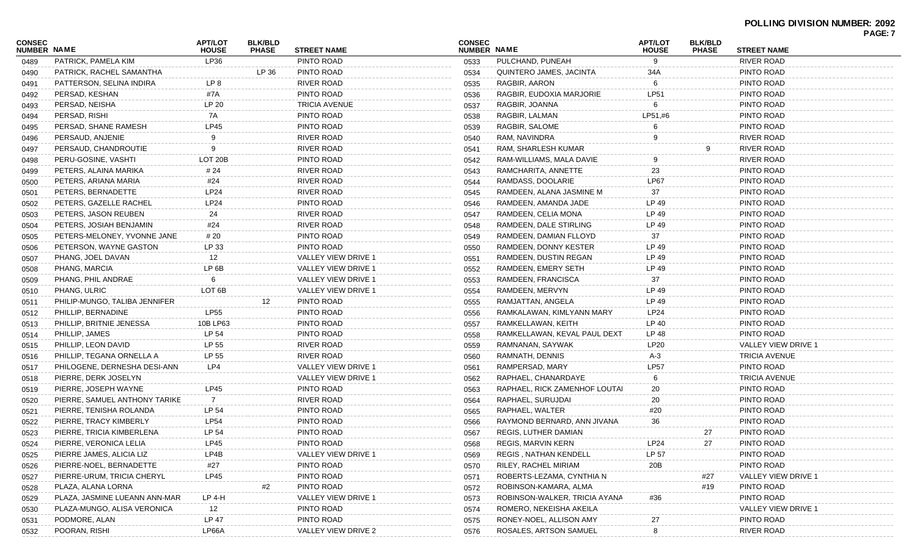**POLLING DIVISION NUMBER: 2092**

| CONSEC NUMBER | NAME | APT/LOT HOUSE | BLK/BLD PHASE | STREET NAME |
|---|---|---|---|---|
| 0489 | PATRICK, PAMELA KIM | LP36 | | PINTO ROAD |
| 0490 | PATRICK, RACHEL SAMANTHA | | LP 36 | PINTO ROAD |
| 0491 | PATTERSON, SELINA INDIRA | LP 8 | | RIVER ROAD |
| 0492 | PERSAD, KESHAN | #7A | | PINTO ROAD |
| 0493 | PERSAD, NEISHA | LP 20 | | TRICIA AVENUE |
| 0494 | PERSAD, RISHI | 7A | | PINTO ROAD |
| 0495 | PERSAD, SHANE RAMESH | LP45 | | PINTO ROAD |
| 0496 | PERSAUD, ANJENIE | 9 | | RIVER ROAD |
| 0497 | PERSAUD, CHANDROUTIE | 9 | | RIVER ROAD |
| 0498 | PERU-GOSINE, VASHTI | LOT 20B | | PINTO ROAD |
| 0499 | PETERS, ALAINA MARIKA | # 24 | | RIVER ROAD |
| 0500 | PETERS, ARIANA MARIA | #24 | | RIVER ROAD |
| 0501 | PETERS, BERNADETTE | LP24 | | RIVER ROAD |
| 0502 | PETERS, GAZELLE RACHEL | LP24 | | PINTO ROAD |
| 0503 | PETERS, JASON REUBEN | 24 | | RIVER ROAD |
| 0504 | PETERS, JOSIAH BENJAMIN | #24 | | RIVER ROAD |
| 0505 | PETERS-MELONEY, YVONNE JANE | # 20 | | PINTO ROAD |
| 0506 | PETERSON, WAYNE GASTON | LP 33 | | PINTO ROAD |
| 0507 | PHANG, JOEL DAVAN | 12 | | VALLEY VIEW DRIVE 1 |
| 0508 | PHANG, MARCIA | LP 6B | | VALLEY VIEW DRIVE 1 |
| 0509 | PHANG, PHIL ANDRAE | 6 | | VALLEY VIEW DRIVE 1 |
| 0510 | PHANG, ULRIC | LOT 6B | | VALLEY VIEW DRIVE 1 |
| 0511 | PHILIP-MUNGO, TALIBA JENNIFER | | 12 | PINTO ROAD |
| 0512 | PHILLIP, BERNADINE | LP55 | | PINTO ROAD |
| 0513 | PHILLIP, BRITNIE JENESSA | 10B LP63 | | PINTO ROAD |
| 0514 | PHILLIP, JAMES | LP 54 | | PINTO ROAD |
| 0515 | PHILLIP, LEON DAVID | LP 55 | | RIVER ROAD |
| 0516 | PHILLIP, TEGANA ORNELLA A | LP 55 | | RIVER ROAD |
| 0517 | PHILOGENE, DERNESHA DESI-ANN | LP4 | | VALLEY VIEW DRIVE 1 |
| 0518 | PIERRE, DERK JOSELYN | | | VALLEY VIEW DRIVE 1 |
| 0519 | PIERRE, JOSEPH WAYNE | LP45 | | PINTO ROAD |
| 0520 | PIERRE, SAMUEL ANTHONY TARIKE | 7 | | RIVER ROAD |
| 0521 | PIERRE, TENISHA ROLANDA | LP 54 | | PINTO ROAD |
| 0522 | PIERRE, TRACY KIMBERLY | LP54 | | PINTO ROAD |
| 0523 | PIERRE, TRICIA KIMBERLENA | LP 54 | | PINTO ROAD |
| 0524 | PIERRE, VERONICA LELIA | LP45 | | PINTO ROAD |
| 0525 | PIERRE JAMES, ALICIA LIZ | LP4B | | VALLEY VIEW DRIVE 1 |
| 0526 | PIERRE-NOEL, BERNADETTE | #27 | | PINTO ROAD |
| 0527 | PIERRE-URUM, TRICIA CHERYL | LP45 | | PINTO ROAD |
| 0528 | PLAZA, LAURA LORNA | | #2 | PINTO ROAD |
| 0529 | PLAZA, JASMINE LUEANN ANN-MAR | LP 4-H | | VALLEY VIEW DRIVE 1 |
| 0530 | PLAZA-MUNGO, ALISA VERONICA | 12 | | PINTO ROAD |
| 0531 | PODMORE, ALAN | LP 47 | | PINTO ROAD |
| 0532 | POORAN, RISHI | LP66A | | VALLEY VIEW DRIVE 2 |
| 0533 | PULCHAND, PUNEAH | 9 | | RIVER ROAD |
| 0534 | QUINTERO JAMES, JACINTA | 34A | | PINTO ROAD |
| 0535 | RAGBIR, AARON | 6 | | PINTO ROAD |
| 0536 | RAGBIR, EUDOXIA MARJORIE | LP51 | | PINTO ROAD |
| 0537 | RAGBIR, JOANNA | 6 | | PINTO ROAD |
| 0538 | RAGBIR, LALMAN | LP51,#6 | | PINTO ROAD |
| 0539 | RAGBIR, SALOME | 6 | | PINTO ROAD |
| 0540 | RAM, NAVINDRA | 9 | | RIVER ROAD |
| 0541 | RAM, SHARLESH KUMAR | | 9 | RIVER ROAD |
| 0542 | RAM-WILLIAMS, MALA DAVIE | 9 | | RIVER ROAD |
| 0543 | RAMCHARITA, ANNETTE | 23 | | PINTO ROAD |
| 0544 | RAMDASS, DOOLARIE | LP67 | | PINTO ROAD |
| 0545 | RAMDEEN, ALANA JASMINE M | 37 | | PINTO ROAD |
| 0546 | RAMDEEN, AMANDA JADE | LP 49 | | PINTO ROAD |
| 0547 | RAMDEEN, CELIA MONA | LP 49 | | PINTO ROAD |
| 0548 | RAMDEEN, DALE STIRLING | LP 49 | | PINTO ROAD |
| 0549 | RAMDEEN, DAMIAN FLLOYD | 37 | | PINTO ROAD |
| 0550 | RAMDEEN, DONNY KESTER | LP 49 | | PINTO ROAD |
| 0551 | RAMDEEN, DUSTIN REGAN | LP 49 | | PINTO ROAD |
| 0552 | RAMDEEN, EMERY SETH | LP 49 | | PINTO ROAD |
| 0553 | RAMDEEN, FRANCISCA | 37 | | PINTO ROAD |
| 0554 | RAMDEEN, MERVYN | LP 49 | | PINTO ROAD |
| 0555 | RAMJATTAN, ANGELA | LP 49 | | PINTO ROAD |
| 0556 | RAMKALAWAN, KIMLYANN MARY | LP24 | | PINTO ROAD |
| 0557 | RAMKELLAWAN, KEITH | LP 40 | | PINTO ROAD |
| 0558 | RAMKELLAWAN, KEVAL PAUL DEXT | LP 48 | | PINTO ROAD |
| 0559 | RAMNANAN, SAYWAK | LP20 | | VALLEY VIEW DRIVE 1 |
| 0560 | RAMNATH, DENNIS | A-3 | | TRICIA AVENUE |
| 0561 | RAMPERSAD, MARY | LP57 | | PINTO ROAD |
| 0562 | RAPHAEL, CHANARDAYE | 6 | | TRICIA AVENUE |
| 0563 | RAPHAEL, RICK ZAMENHOF LOUTAI | 20 | | PINTO ROAD |
| 0564 | RAPHAEL, SURUJDAI | 20 | | PINTO ROAD |
| 0565 | RAPHAEL, WALTER | #20 | | PINTO ROAD |
| 0566 | RAYMOND BERNARD, ANN JIVANA | 36 | | PINTO ROAD |
| 0567 | REGIS, LUTHER DAMIAN | | 27 | PINTO ROAD |
| 0568 | REGIS, MARVIN KERN | LP24 | 27 | PINTO ROAD |
| 0569 | REGIS , NATHAN KENDELL | LP 57 | | PINTO ROAD |
| 0570 | RILEY, RACHEL MIRIAM | 20B | | PINTO ROAD |
| 0571 | ROBERTS-LEZAMA, CYNTHIA N | | #27 | VALLEY VIEW DRIVE 1 |
| 0572 | ROBINSON-KAMARA, ALMA | | #19 | PINTO ROAD |
| 0573 | ROBINSON-WALKER, TRICIA AYANA | #36 | | PINTO ROAD |
| 0574 | ROMERO, NEKEISHA AKEILA | | | VALLEY VIEW DRIVE 1 |
| 0575 | RONEY-NOEL, ALLISON AMY | 27 | | PINTO ROAD |
| 0576 | ROSALES, ARTSON SAMUEL | 8 | | RIVER ROAD |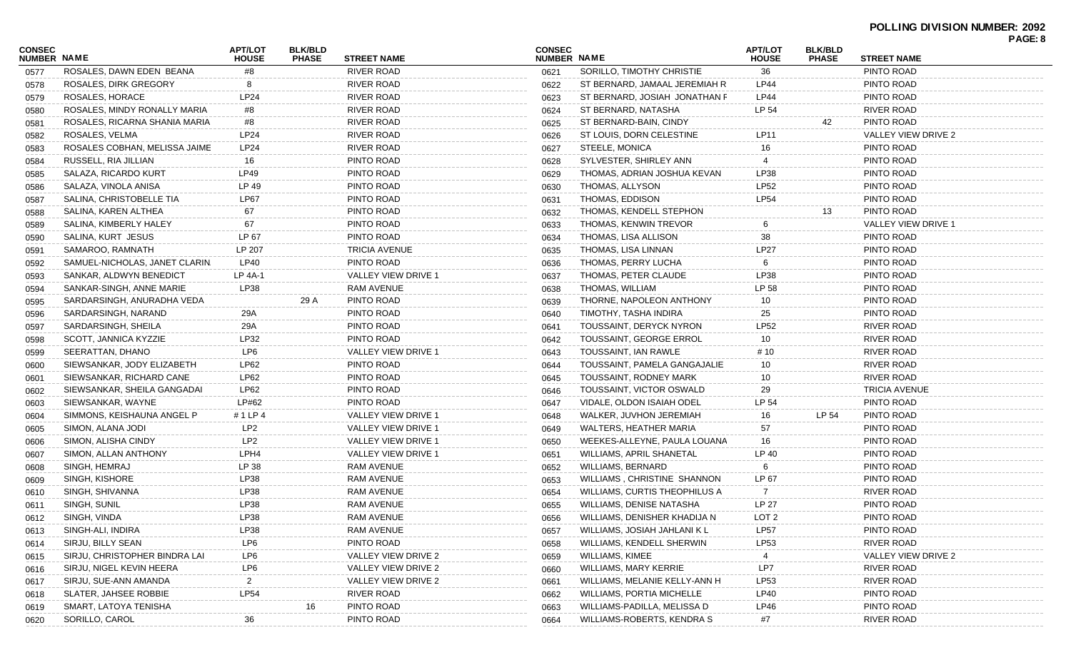**POLLING DIVISION NUMBER: 2092**

| CONSEC NUMBER | NAME | APT/LOT HOUSE | BLK/BLD PHASE | STREET NAME |
|---|---|---|---|---|
| 0577 | ROSALES, DAWN EDEN BEANA | #8 | | RIVER ROAD |
| 0578 | ROSALES, DIRK GREGORY | 8 | | RIVER ROAD |
| 0579 | ROSALES, HORACE | LP24 | | RIVER ROAD |
| 0580 | ROSALES, MINDY RONALLY MARIA | #8 | | RIVER ROAD |
| 0581 | ROSALES, RICARNA SHANIA MARIA | #8 | | RIVER ROAD |
| 0582 | ROSALES, VELMA | LP24 | | RIVER ROAD |
| 0583 | ROSALES COBHAN, MELISSA JAIME | LP24 | | RIVER ROAD |
| 0584 | RUSSELL, RIA JILLIAN | 16 | | PINTO ROAD |
| 0585 | SALAZA, RICARDO KURT | LP49 | | PINTO ROAD |
| 0586 | SALAZA, VINOLA ANISA | LP 49 | | PINTO ROAD |
| 0587 | SALINA, CHRISTOBELLE TIA | LP67 | | PINTO ROAD |
| 0588 | SALINA, KAREN ALTHEA | 67 | | PINTO ROAD |
| 0589 | SALINA, KIMBERLY HALEY | 67 | | PINTO ROAD |
| 0590 | SALINA, KURT JESUS | LP 67 | | PINTO ROAD |
| 0591 | SAMAROO, RAMNATH | LP 207 | | TRICIA AVENUE |
| 0592 | SAMUEL-NICHOLAS, JANET CLARIN | LP40 | | PINTO ROAD |
| 0593 | SANKAR, ALDWYN BENEDICT | LP 4A-1 | | VALLEY VIEW DRIVE 1 |
| 0594 | SANKAR-SINGH, ANNE MARIE | LP38 | | RAM AVENUE |
| 0595 | SARDARSINGH, ANURADHA VEDA | | 29 A | PINTO ROAD |
| 0596 | SARDARSINGH, NARAND | 29A | | PINTO ROAD |
| 0597 | SARDARSINGH, SHEILA | 29A | | PINTO ROAD |
| 0598 | SCOTT, JANNICA KYZZIE | LP32 | | PINTO ROAD |
| 0599 | SEERATTAN, DHANO | LP6 | | VALLEY VIEW DRIVE 1 |
| 0600 | SIEWSANKAR, JODY ELIZABETH | LP62 | | PINTO ROAD |
| 0601 | SIEWSANKAR, RICHARD CANE | LP62 | | PINTO ROAD |
| 0602 | SIEWSANKAR, SHEILA GANGADAI | LP62 | | PINTO ROAD |
| 0603 | SIEWSANKAR, WAYNE | LP#62 | | PINTO ROAD |
| 0604 | SIMMONS, KEISHAUNA ANGEL P | # 1 LP 4 | | VALLEY VIEW DRIVE 1 |
| 0605 | SIMON, ALANA JODI | LP2 | | VALLEY VIEW DRIVE 1 |
| 0606 | SIMON, ALISHA CINDY | LP2 | | VALLEY VIEW DRIVE 1 |
| 0607 | SIMON, ALLAN ANTHONY | LPH4 | | VALLEY VIEW DRIVE 1 |
| 0608 | SINGH, HEMRAJ | LP 38 | | RAM AVENUE |
| 0609 | SINGH, KISHORE | LP38 | | RAM AVENUE |
| 0610 | SINGH, SHIVANNA | LP38 | | RAM AVENUE |
| 0611 | SINGH, SUNIL | LP38 | | RAM AVENUE |
| 0612 | SINGH, VINDA | LP38 | | RAM AVENUE |
| 0613 | SINGH-ALI, INDIRA | LP38 | | RAM AVENUE |
| 0614 | SIRJU, BILLY SEAN | LP6 | | PINTO ROAD |
| 0615 | SIRJU, CHRISTOPHER BINDRA LAI | LP6 | | VALLEY VIEW DRIVE 2 |
| 0616 | SIRJU, NIGEL KEVIN HEERA | LP6 | | VALLEY VIEW DRIVE 2 |
| 0617 | SIRJU, SUE-ANN AMANDA | 2 | | VALLEY VIEW DRIVE 2 |
| 0618 | SLATER, JAHSEE ROBBIE | LP54 | | RIVER ROAD |
| 0619 | SMART, LATOYA TENISHA | | 16 | PINTO ROAD |
| 0620 | SORILLO, CAROL | 36 | | PINTO ROAD |
| 0621 | SORILLO, TIMOTHY CHRISTIE | 36 | | PINTO ROAD |
| 0622 | ST BERNARD, JAMAAL JEREMIAH R | LP44 | | PINTO ROAD |
| 0623 | ST BERNARD, JOSIAH JONATHAN F | LP44 | | PINTO ROAD |
| 0624 | ST BERNARD, NATASHA | LP 54 | | RIVER ROAD |
| 0625 | ST BERNARD-BAIN, CINDY | | 42 | PINTO ROAD |
| 0626 | ST LOUIS, DORN CELESTINE | LP11 | | VALLEY VIEW DRIVE 2 |
| 0627 | STEELE, MONICA | 16 | | PINTO ROAD |
| 0628 | SYLVESTER, SHIRLEY ANN | 4 | | PINTO ROAD |
| 0629 | THOMAS, ADRIAN JOSHUA KEVAN | LP38 | | PINTO ROAD |
| 0630 | THOMAS, ALLYSON | LP52 | | PINTO ROAD |
| 0631 | THOMAS, EDDISON | LP54 | | PINTO ROAD |
| 0632 | THOMAS, KENDELL STEPHON | | 13 | PINTO ROAD |
| 0633 | THOMAS, KENWIN TREVOR | 6 | | VALLEY VIEW DRIVE 1 |
| 0634 | THOMAS, LISA ALLISON | 38 | | PINTO ROAD |
| 0635 | THOMAS, LISA LINNAN | LP27 | | PINTO ROAD |
| 0636 | THOMAS, PERRY LUCHA | 6 | | PINTO ROAD |
| 0637 | THOMAS, PETER CLAUDE | LP38 | | PINTO ROAD |
| 0638 | THOMAS, WILLIAM | LP 58 | | PINTO ROAD |
| 0639 | THORNE, NAPOLEON ANTHONY | 10 | | PINTO ROAD |
| 0640 | TIMOTHY, TASHA INDIRA | 25 | | PINTO ROAD |
| 0641 | TOUSSAINT, DERYCK NYRON | LP52 | | RIVER ROAD |
| 0642 | TOUSSAINT, GEORGE ERROL | 10 | | RIVER ROAD |
| 0643 | TOUSSAINT, IAN RAWLE | # 10 | | RIVER ROAD |
| 0644 | TOUSSAINT, PAMELA GANGAJALIE | 10 | | RIVER ROAD |
| 0645 | TOUSSAINT, RODNEY MARK | 10 | | RIVER ROAD |
| 0646 | TOUSSAINT, VICTOR OSWALD | 29 | | TRICIA AVENUE |
| 0647 | VIDALE, OLDON ISAIAH ODEL | LP 54 | | PINTO ROAD |
| 0648 | WALKER, JUVHON JEREMIAH | 16 | LP 54 | PINTO ROAD |
| 0649 | WALTERS, HEATHER MARIA | 57 | | PINTO ROAD |
| 0650 | WEEKES-ALLEYNE, PAULA LOUANA | 16 | | PINTO ROAD |
| 0651 | WILLIAMS, APRIL SHANETAL | LP 40 | | PINTO ROAD |
| 0652 | WILLIAMS, BERNARD | 6 | | PINTO ROAD |
| 0653 | WILLIAMS , CHRISTINE SHANNON | LP 67 | | PINTO ROAD |
| 0654 | WILLIAMS, CURTIS THEOPHILUS A | 7 | | RIVER ROAD |
| 0655 | WILLIAMS, DENISE NATASHA | LP 27 | | PINTO ROAD |
| 0656 | WILLIAMS, DENISHER KHADIJA N | LOT 2 | | PINTO ROAD |
| 0657 | WILLIAMS, JOSIAH JAHLANI K L | LP57 | | PINTO ROAD |
| 0658 | WILLIAMS, KENDELL SHERWIN | LP53 | | RIVER ROAD |
| 0659 | WILLIAMS, KIMEE | 4 | | VALLEY VIEW DRIVE 2 |
| 0660 | WILLIAMS, MARY KERRIE | LP7 | | RIVER ROAD |
| 0661 | WILLIAMS, MELANIE KELLY-ANN H | LP53 | | RIVER ROAD |
| 0662 | WILLIAMS, PORTIA MICHELLE | LP40 | | PINTO ROAD |
| 0663 | WILLIAMS-PADILLA, MELISSA D | LP46 | | PINTO ROAD |
| 0664 | WILLIAMS-ROBERTS, KENDRA S | #7 | | RIVER ROAD |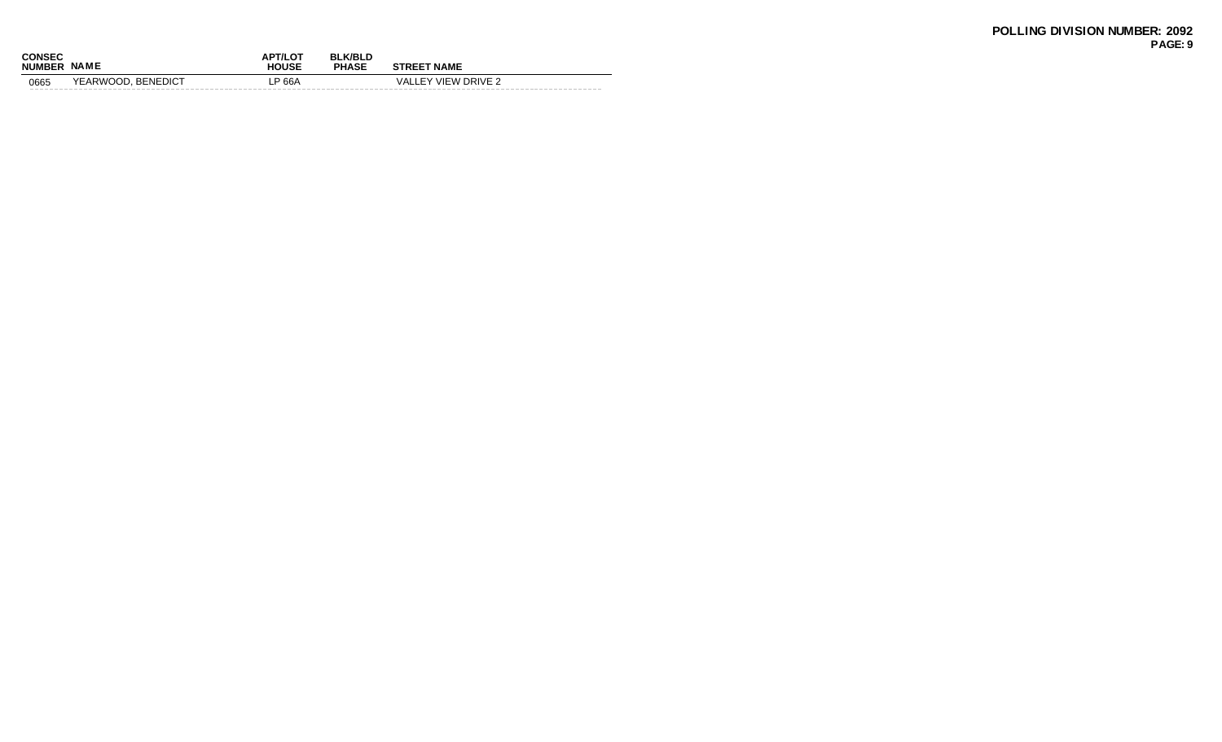**POLLING DIVISION NUMBER: 2092**

| CONSEC NUMBER | NAME | APT/LOT HOUSE | BLK/BLD PHASE | STREET NAME |
|---|---|---|---|---|
| 0665 | YEARWOOD, BENEDICT | LP 66A | | VALLEY VIEW DRIVE 2 |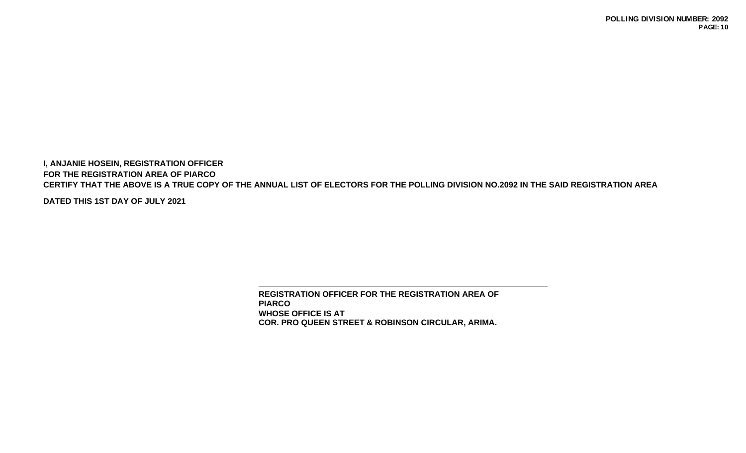**I, ANJANIE HOSEIN, REGISTRATION OFFICER**
**FOR THE REGISTRATION AREA OF PIARCO**
**CERTIFY THAT THE ABOVE IS A TRUE COPY OF THE ANNUAL LIST OF ELECTORS FOR THE POLLING DIVISION NO.2092 IN THE SAID REGISTRATION AREA**

**DATED THIS 1ST DAY OF JULY 2021**

---

**REGISTRATION OFFICER FOR THE REGISTRATION AREA OF PIARCO**
**WHOSE OFFICE IS AT**
**COR. PRO QUEEN STREET & ROBINSON CIRCULAR, ARIMA.**